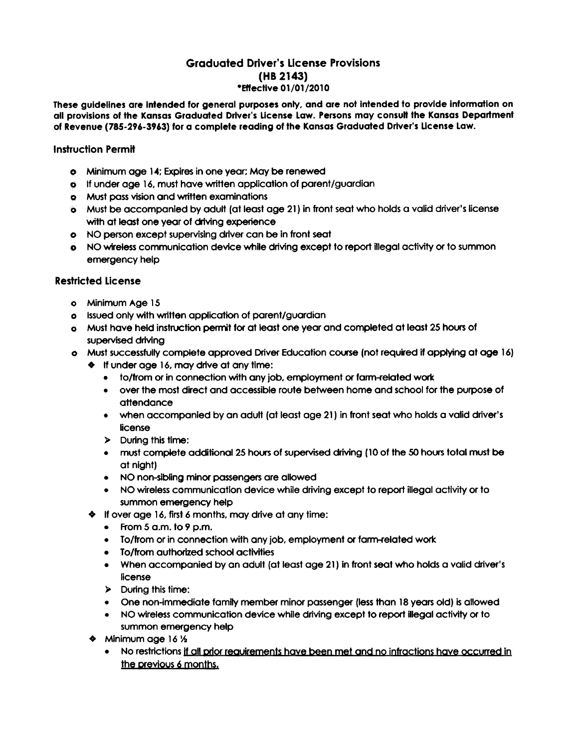# Graduated Driver's License Provisions
## (HB 2143)
### *Effective 01/01/2010

**These guidelines are intended for general purposes only, and are not intended to provide information on all provisions of the Kansas Graduated Driver's License Law. Persons may consult the Kansas Department of Revenue (785-296-3963) for a complete reading of the Kansas Graduated Driver's License Law.**

## Instruction Permit

- Minimum age 14; Expires in one year; May be renewed
- If under age 16, must have written application of parent/guardian
- Must pass vision and written examinations
- Must be accompanied by adult (at least age 21) in front seat who holds a valid driver's license with at least one year of driving experience
- NO person except supervising driver can be in front seat
- NO wireless communication device while driving except to report illegal activity or to summon emergency help

## Restricted License

- Minimum Age 15
- Issued only with written application of parent/guardian
- Must have held instruction permit for at least one year and completed at least 25 hours of supervised driving
- Must successfully complete approved Driver Education course (not required if applying at age 16)
  - If under age 16, may drive at any time:
    - to/from or in connection with any job, employment or farm-related work
    - over the most direct and accessible route between home and school for the purpose of attendance
    - when accompanied by an adult (at least age 21) in front seat who holds a valid driver's license
    - During this time:
    - must complete additional 25 hours of supervised driving (10 of the 50 hours total must be at night)
    - NO non-sibling minor passengers are allowed
    - NO wireless communication device while driving except to report illegal activity or to summon emergency help
  - If over age 16, first 6 months, may drive at any time:
    - From 5 a.m. to 9 p.m.
    - To/from or in connection with any job, employment or farm-related work
    - To/from authorized school activities
    - When accompanied by an adult (at least age 21) in front seat who holds a valid driver's license
    - During this time:
    - One non-immediate family member minor passenger (less than 18 years old) is allowed
    - NO wireless communication device while driving except to report illegal activity or to summon emergency help
  - Minimum age 16 ½
    - No restrictions <u>if all prior requirements have been met and no infractions have occurred in the previous 6 months.</u>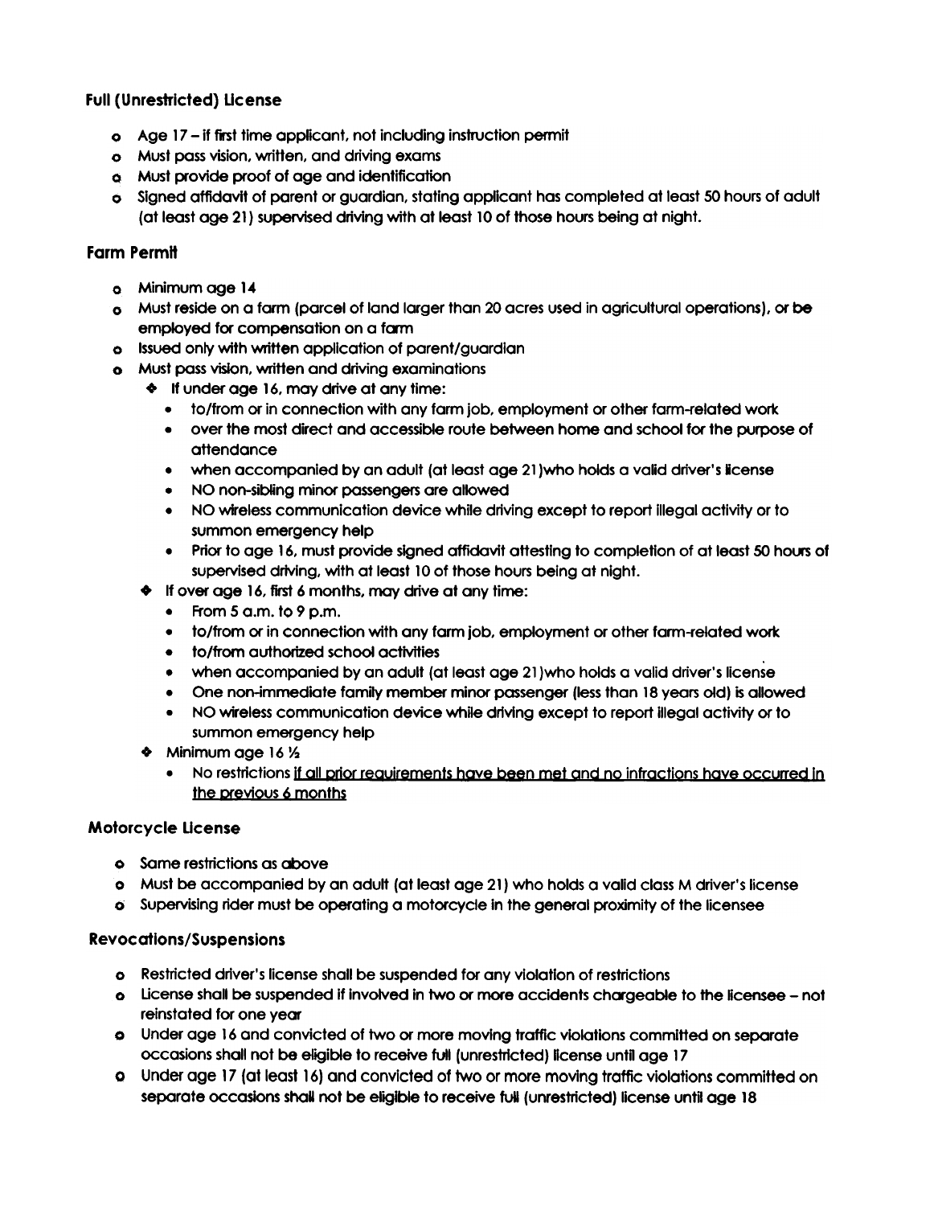### Full (Unrestricted) License

- Age 17 – if first time applicant, not including instruction permit
- Must pass vision, written, and driving exams
- Must provide proof of age and identification
- Signed affidavit of parent or guardian, stating applicant has completed at least 50 hours of adult (at least age 21) supervised driving with at least 10 of those hours being at night.

### Farm Permit

- Minimum age 14
- Must reside on a farm (parcel of land larger than 20 acres used in agricultural operations), or be employed for compensation on a farm
- Issued only with written application of parent/guardian
- Must pass vision, written and driving examinations
  - If under age 16, may drive at any time:
    - to/from or in connection with any farm job, employment or other farm-related work
    - over the most direct and accessible route between home and school for the purpose of attendance
    - when accompanied by an adult (at least age 21)who holds a valid driver's license
    - NO non-sibling minor passengers are allowed
    - NO wireless communication device while driving except to report illegal activity or to summon emergency help
    - Prior to age 16, must provide signed affidavit attesting to completion of at least 50 hours of supervised driving, with at least 10 of those hours being at night.
  - If over age 16, first 6 months, may drive at any time:
    - From 5 a.m. to 9 p.m.
    - to/from or in connection with any farm job, employment or other farm-related work
    - to/from authorized school activities
    - when accompanied by an adult (at least age 21)who holds a valid driver's license
    - One non-immediate family member minor passenger (less than 18 years old) is allowed
    - NO wireless communication device while driving except to report illegal activity or to summon emergency help
  - Minimum age 16 ½
    - No restrictions <u>if all prior requirements have been met and no infractions have occurred in the previous 6 months</u>

### Motorcycle License

- Same restrictions as above
- Must be accompanied by an adult (at least age 21) who holds a valid class M driver's license
- Supervising rider must be operating a motorcycle in the general proximity of the licensee

### Revocations/Suspensions

- Restricted driver's license shall be suspended for any violation of restrictions
- License shall be suspended if involved in two or more accidents chargeable to the licensee – not reinstated for one year
- Under age 16 and convicted of two or more moving traffic violations committed on separate occasions shall not be eligible to receive full (unrestricted) license until age 17
- Under age 17 (at least 16) and convicted of two or more moving traffic violations committed on separate occasions shall not be eligible to receive full (unrestricted) license until age 18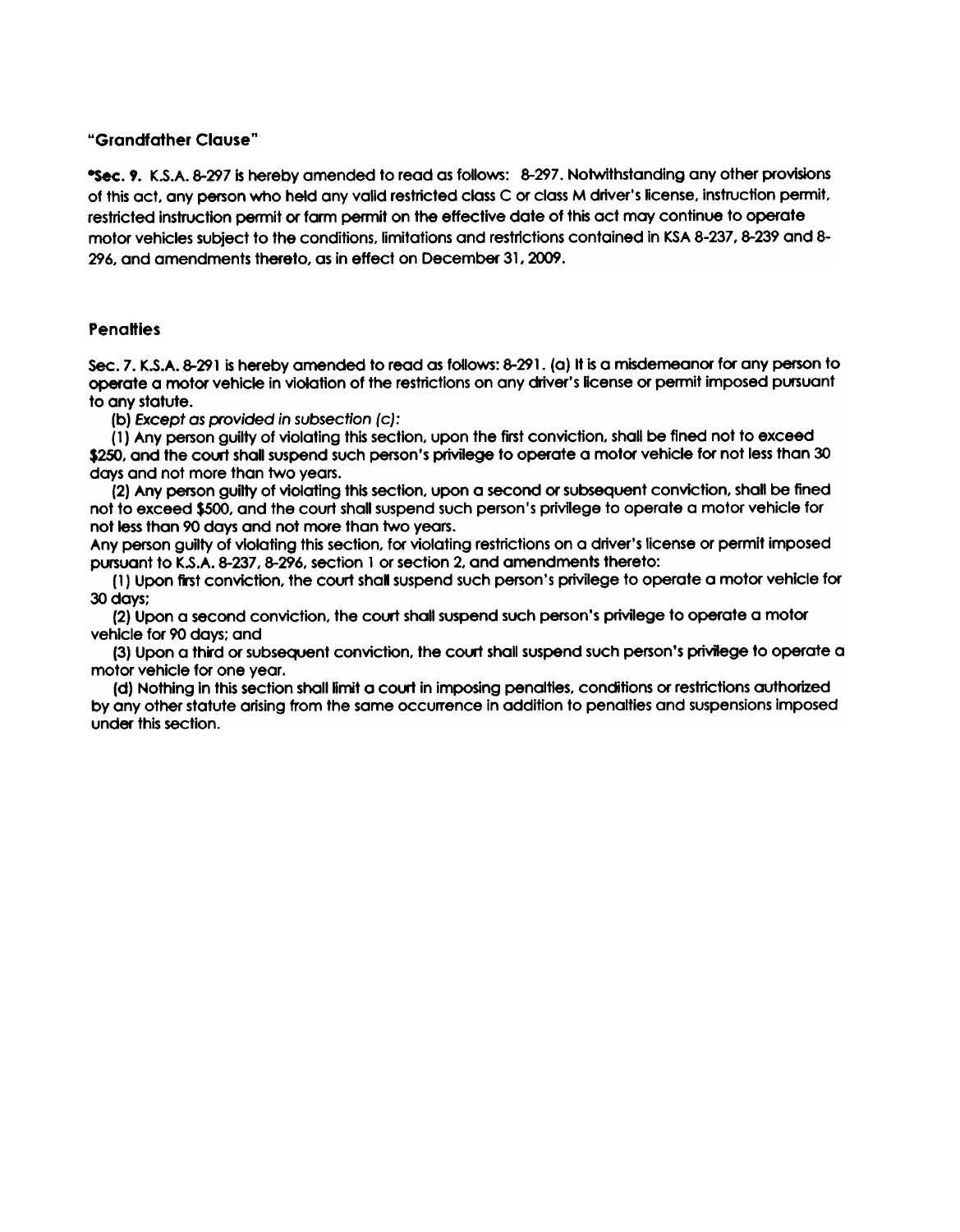**"Grandfather Clause"**

***Sec. 9.** K.S.A. 8-297 is hereby amended to read as follows: 8-297. Notwithstanding any other provisions of this act, any person who held any valid restricted class C or class M driver's license, instruction permit, restricted instruction permit or farm permit on the effective date of this act may continue to operate motor vehicles subject to the conditions, limitations and restrictions contained in KSA 8-237, 8-239 and 8-296, and amendments thereto, as in effect on December 31, 2009.

**Penalties**

Sec. 7. K.S.A. 8-291 is hereby amended to read as follows: 8-291. (a) It is a misdemeanor for any person to operate a motor vehicle in violation of the restrictions on any driver's license or permit imposed pursuant to any statute.

(b) *Except as provided in subsection (c):*

(1) Any person guilty of violating this section, upon the first conviction, shall be fined not to exceed $250, and the court shall suspend such person's privilege to operate a motor vehicle for not less than 30 days and not more than two years.

(2) Any person guilty of violating this section, upon a second or subsequent conviction, shall be fined not to exceed $500, and the court shall suspend such person's privilege to operate a motor vehicle for not less than 90 days and not more than two years.

Any person guilty of violating this section, for violating restrictions on a driver's license or permit imposed pursuant to K.S.A. 8-237, 8-296, section 1 or section 2, and amendments thereto:

(1) Upon first conviction, the court shall suspend such person's privilege to operate a motor vehicle for 30 days;

(2) Upon a second conviction, the court shall suspend such person's privilege to operate a motor vehicle for 90 days; and

(3) Upon a third or subsequent conviction, the court shall suspend such person's privilege to operate a motor vehicle for one year.

(d) Nothing in this section shall limit a court in imposing penalties, conditions or restrictions authorized by any other statute arising from the same occurrence in addition to penalties and suspensions imposed under this section.